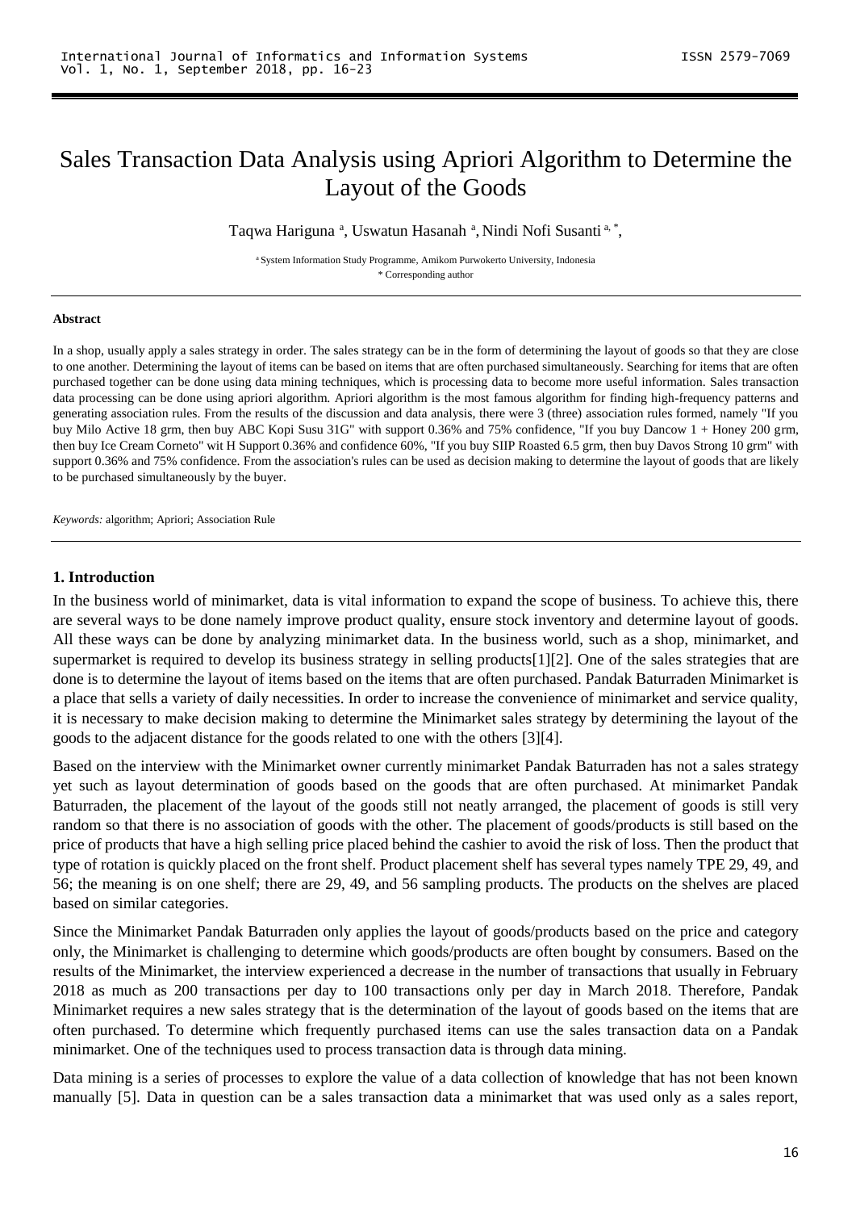# Sales Transaction Data Analysis using Apriori Algorithm to Determine the Layout of the Goods

Taqwa Hariguna [a], Uswatun Hasanah [a], Nindi Nofi Susanti [a, *],

[a] System Information Study Programme, Amikom Purwokerto University, Indonesia
\* Corresponding author

---

**Abstract**

In a shop, usually apply a sales strategy in order. The sales strategy can be in the form of determining the layout of goods so that they are close to one another. Determining the layout of items can be based on items that are often purchased simultaneously. Searching for items that are often purchased together can be done using data mining techniques, which is processing data to become more useful information. Sales transaction data processing can be done using apriori algorithm. Apriori algorithm is the most famous algorithm for finding high-frequency patterns and generating association rules. From the results of the discussion and data analysis, there were 3 (three) association rules formed, namely "If you buy Milo Active 18 grm, then buy ABC Kopi Susu 31G" with support 0.36% and 75% confidence, "If you buy Dancow 1 + Honey 200 grm, then buy Ice Cream Corneto" wit H Support 0.36% and confidence 60%, "If you buy SIIP Roasted 6.5 grm, then buy Davos Strong 10 grm" with support 0.36% and 75% confidence. From the association's rules can be used as decision making to determine the layout of goods that are likely to be purchased simultaneously by the buyer.

*Keywords:* algorithm; Apriori; Association Rule

---

## 1. Introduction

In the business world of minimarket, data is vital information to expand the scope of business. To achieve this, there are several ways to be done namely improve product quality, ensure stock inventory and determine layout of goods. All these ways can be done by analyzing minimarket data. In the business world, such as a shop, minimarket, and supermarket is required to develop its business strategy in selling products[1][2]. One of the sales strategies that are done is to determine the layout of items based on the items that are often purchased. Pandak Baturraden Minimarket is a place that sells a variety of daily necessities. In order to increase the convenience of minimarket and service quality, it is necessary to make decision making to determine the Minimarket sales strategy by determining the layout of the goods to the adjacent distance for the goods related to one with the others [3][4].

Based on the interview with the Minimarket owner currently minimarket Pandak Baturraden has not a sales strategy yet such as layout determination of goods based on the goods that are often purchased. At minimarket Pandak Baturraden, the placement of the layout of the goods still not neatly arranged, the placement of goods is still very random so that there is no association of goods with the other. The placement of goods/products is still based on the price of products that have a high selling price placed behind the cashier to avoid the risk of loss. Then the product that type of rotation is quickly placed on the front shelf. Product placement shelf has several types namely TPE 29, 49, and 56; the meaning is on one shelf; there are 29, 49, and 56 sampling products. The products on the shelves are placed based on similar categories.

Since the Minimarket Pandak Baturraden only applies the layout of goods/products based on the price and category only, the Minimarket is challenging to determine which goods/products are often bought by consumers. Based on the results of the Minimarket, the interview experienced a decrease in the number of transactions that usually in February 2018 as much as 200 transactions per day to 100 transactions only per day in March 2018. Therefore, Pandak Minimarket requires a new sales strategy that is the determination of the layout of goods based on the items that are often purchased. To determine which frequently purchased items can use the sales transaction data on a Pandak minimarket. One of the techniques used to process transaction data is through data mining.

Data mining is a series of processes to explore the value of a data collection of knowledge that has not been known manually [5]. Data in question can be a sales transaction data a minimarket that was used only as a sales report,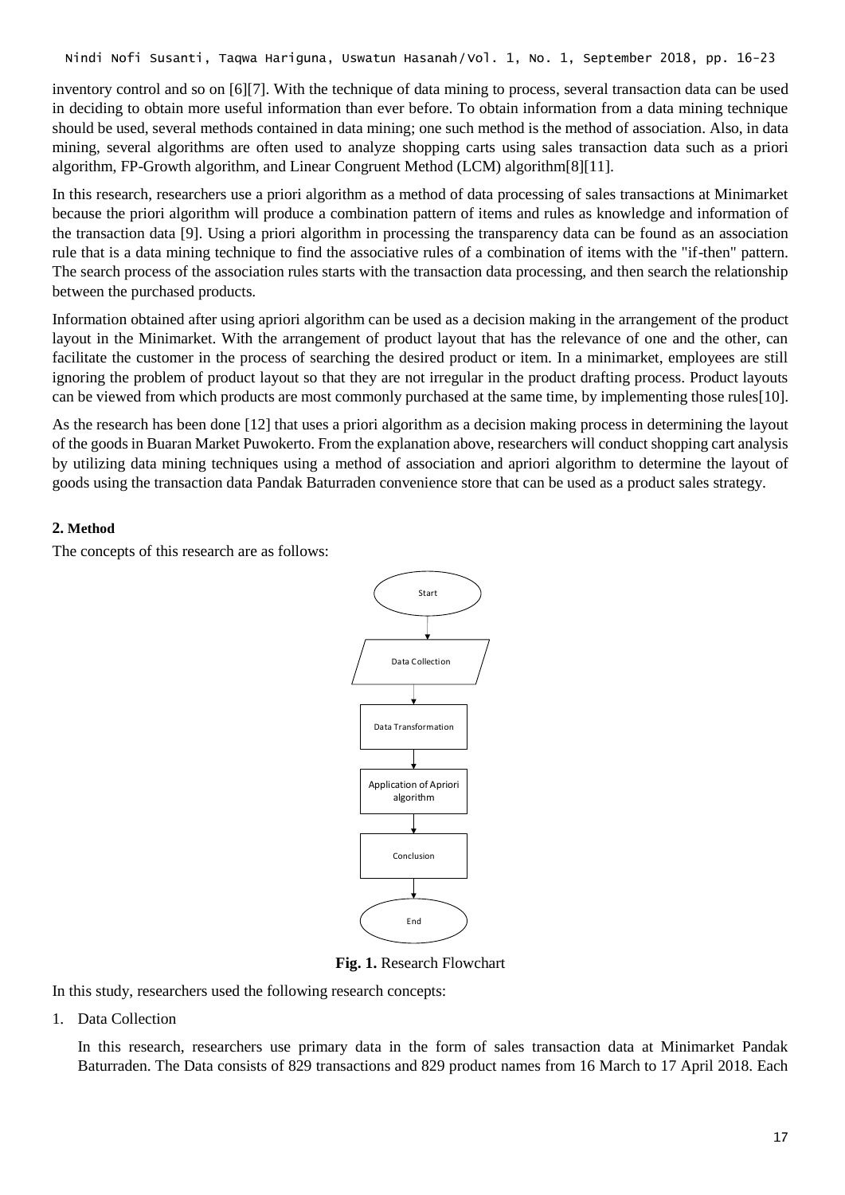inventory control and so on [6][7]. With the technique of data mining to process, several transaction data can be used in deciding to obtain more useful information than ever before. To obtain information from a data mining technique should be used, several methods contained in data mining; one such method is the method of association. Also, in data mining, several algorithms are often used to analyze shopping carts using sales transaction data such as a priori algorithm, FP-Growth algorithm, and Linear Congruent Method (LCM) algorithm[8][11].

In this research, researchers use a priori algorithm as a method of data processing of sales transactions at Minimarket because the priori algorithm will produce a combination pattern of items and rules as knowledge and information of the transaction data [9]. Using a priori algorithm in processing the transparency data can be found as an association rule that is a data mining technique to find the associative rules of a combination of items with the "if-then" pattern. The search process of the association rules starts with the transaction data processing, and then search the relationship between the purchased products.

Information obtained after using apriori algorithm can be used as a decision making in the arrangement of the product layout in the Minimarket. With the arrangement of product layout that has the relevance of one and the other, can facilitate the customer in the process of searching the desired product or item. In a minimarket, employees are still ignoring the problem of product layout so that they are not irregular in the product drafting process. Product layouts can be viewed from which products are most commonly purchased at the same time, by implementing those rules[10].

As the research has been done [12] that uses a priori algorithm as a decision making process in determining the layout of the goods in Buaran Market Puwokerto. From the explanation above, researchers will conduct shopping cart analysis by utilizing data mining techniques using a method of association and apriori algorithm to determine the layout of goods using the transaction data Pandak Baturraden convenience store that can be used as a product sales strategy.

## 2. Method

The concepts of this research are as follows:

Start → Data Collection → Data Transformation → Application of Apriori algorithm → Conclusion → End

**Fig. 1.** Research Flowchart

In this study, researchers used the following research concepts:

1. Data Collection

   In this research, researchers use primary data in the form of sales transaction data at Minimarket Pandak Baturraden. The Data consists of 829 transactions and 829 product names from 16 March to 17 April 2018. Each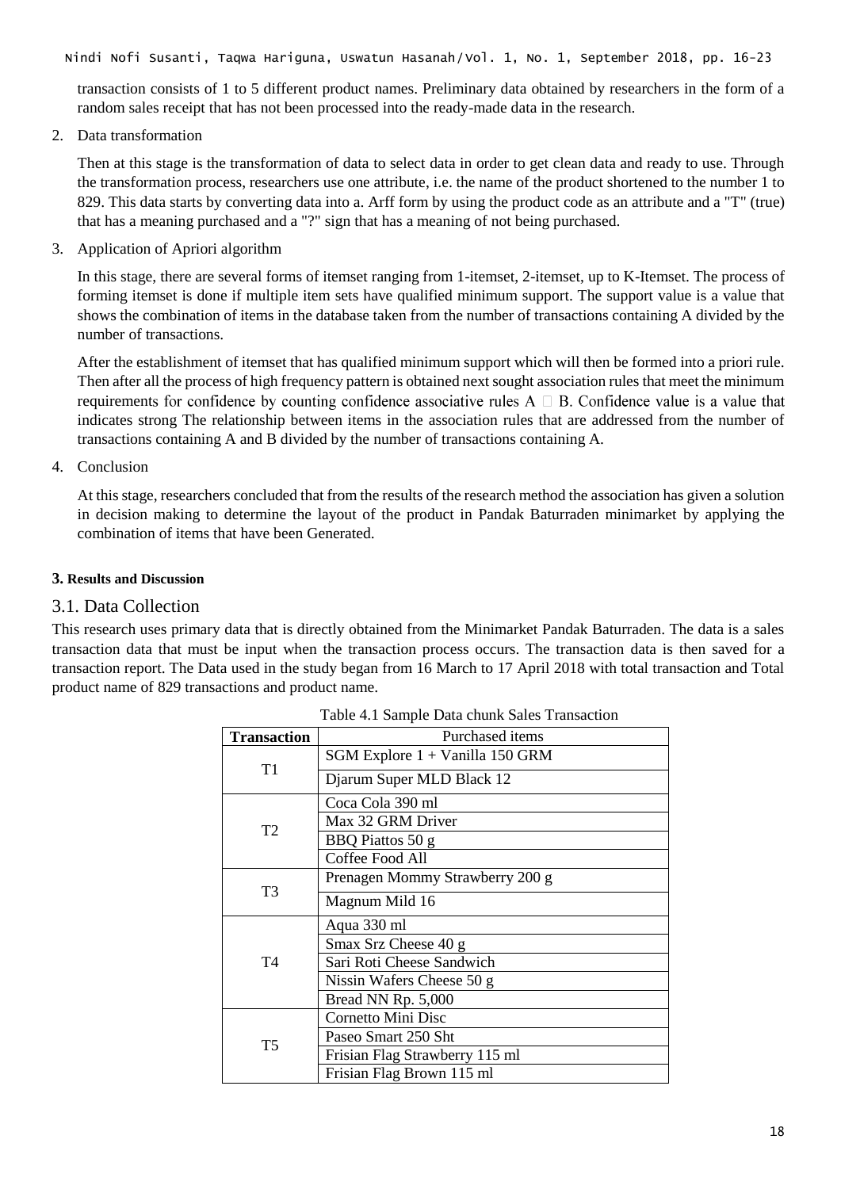transaction consists of 1 to 5 different product names. Preliminary data obtained by researchers in the form of a random sales receipt that has not been processed into the ready-made data in the research.

2. Data transformation

   Then at this stage is the transformation of data to select data in order to get clean data and ready to use. Through the transformation process, researchers use one attribute, i.e. the name of the product shortened to the number 1 to 829. This data starts by converting data into a. Arff form by using the product code as an attribute and a "T" (true) that has a meaning purchased and a "?" sign that has a meaning of not being purchased.

3. Application of Apriori algorithm

   In this stage, there are several forms of itemset ranging from 1-itemset, 2-itemset, up to K-Itemset. The process of forming itemset is done if multiple item sets have qualified minimum support. The support value is a value that shows the combination of items in the database taken from the number of transactions containing A divided by the number of transactions.

   After the establishment of itemset that has qualified minimum support which will then be formed into a priori rule. Then after all the process of high frequency pattern is obtained next sought association rules that meet the minimum requirements for confidence by counting confidence associative rules A  B. Confidence value is a value that indicates strong The relationship between items in the association rules that are addressed from the number of transactions containing A and B divided by the number of transactions containing A.

4. Conclusion

   At this stage, researchers concluded that from the results of the research method the association has given a solution in decision making to determine the layout of the product in Pandak Baturraden minimarket by applying the combination of items that have been Generated.

## 3. Results and Discussion

### 3.1. Data Collection

This research uses primary data that is directly obtained from the Minimarket Pandak Baturraden. The data is a sales transaction data that must be input when the transaction process occurs. The transaction data is then saved for a transaction report. The Data used in the study began from 16 March to 17 April 2018 with total transaction and Total product name of 829 transactions and product name.

Table 4.1 Sample Data chunk Sales Transaction

| Transaction | Purchased items |
|---|---|
| T1 | SGM Explore 1 + Vanilla 150 GRM |
| | Djarum Super MLD Black 12 |
| T2 | Coca Cola 390 ml |
| | Max 32 GRM Driver |
| | BBQ Piattos 50 g |
| | Coffee Food All |
| T3 | Prenagen Mommy Strawberry 200 g |
| | Magnum Mild 16 |
| T4 | Aqua 330 ml |
| | Smax Srz Cheese 40 g |
| | Sari Roti Cheese Sandwich |
| | Nissin Wafers Cheese 50 g |
| | Bread NN Rp. 5,000 |
| T5 | Cornetto Mini Disc |
| | Paseo Smart 250 Sht |
| | Frisian Flag Strawberry 115 ml |
| | Frisian Flag Brown 115 ml |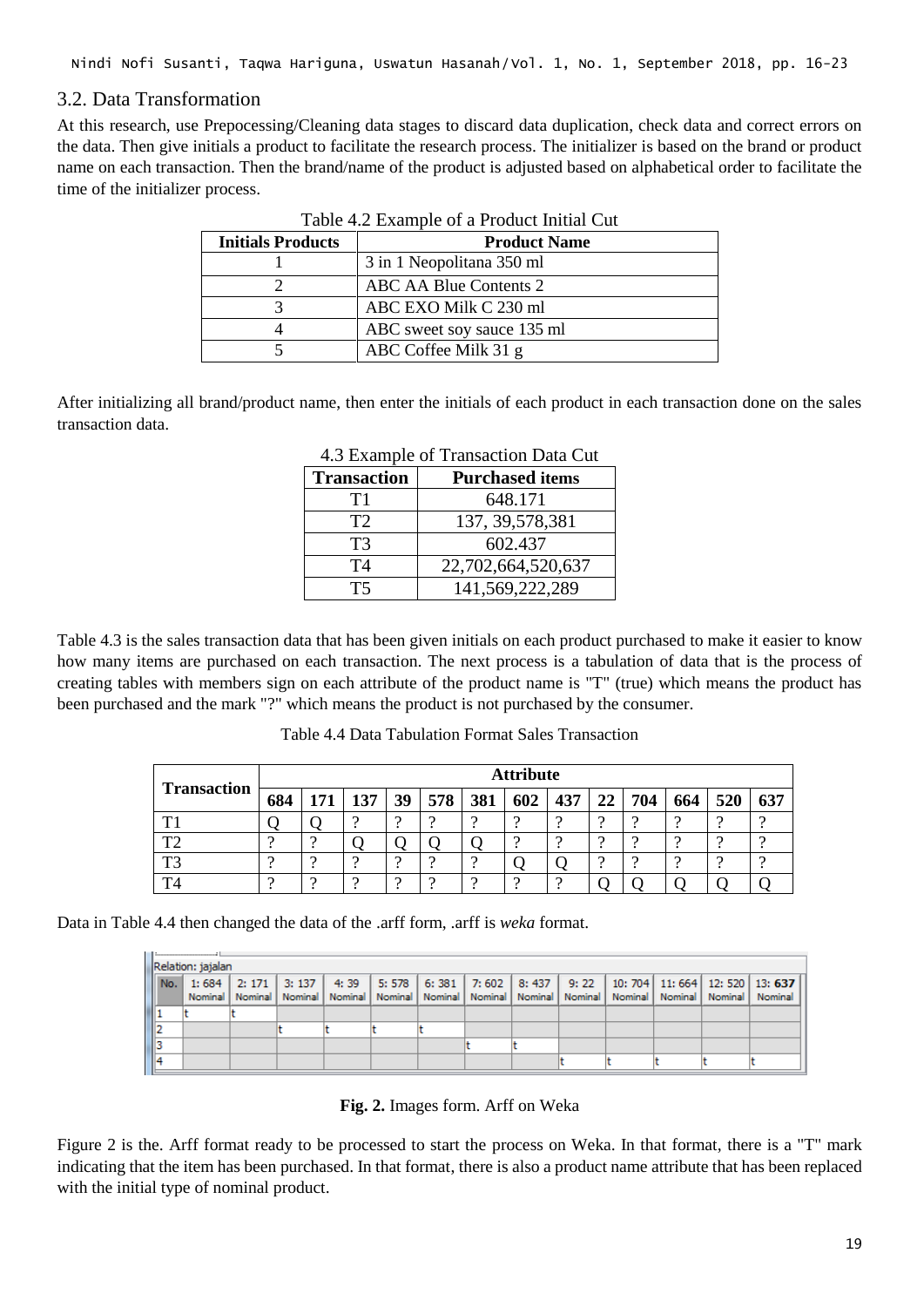## 3.2. Data Transformation

At this research, use Prepocessing/Cleaning data stages to discard data duplication, check data and correct errors on the data. Then give initials a product to facilitate the research process. The initializer is based on the brand or product name on each transaction. Then the brand/name of the product is adjusted based on alphabetical order to facilitate the time of the initializer process.

Table 4.2 Example of a Product Initial Cut

| Initials Products | Product Name |
|---|---|
| 1 | 3 in 1 Neopolitana 350 ml |
| 2 | ABC AA Blue Contents 2 |
| 3 | ABC EXO Milk C 230 ml |
| 4 | ABC sweet soy sauce 135 ml |
| 5 | ABC Coffee Milk 31 g |

After initializing all brand/product name, then enter the initials of each product in each transaction done on the sales transaction data.

4.3 Example of Transaction Data Cut

| Transaction | Purchased items |
|---|---|
| T1 | 648.171 |
| T2 | 137, 39,578,381 |
| T3 | 602.437 |
| T4 | 22,702,664,520,637 |
| T5 | 141,569,222,289 |

Table 4.3 is the sales transaction data that has been given initials on each product purchased to make it easier to know how many items are purchased on each transaction. The next process is a tabulation of data that is the process of creating tables with members sign on each attribute of the product name is "T" (true) which means the product has been purchased and the mark "?" which means the product is not purchased by the consumer.

Table 4.4 Data Tabulation Format Sales Transaction

| Transaction | Attribute | | | | | | | | | | | | |
|---|---|---|---|---|---|---|---|---|---|---|---|---|---|
| | 684 | 171 | 137 | 39 | 578 | 381 | 602 | 437 | 22 | 704 | 664 | 520 | 637 |
| T1 | Q | Q | ? | ? | ? | ? | ? | ? | ? | ? | ? | ? | ? |
| T2 | ? | ? | Q | Q | Q | Q | ? | ? | ? | ? | ? | ? | ? |
| T3 | ? | ? | ? | ? | ? | ? | Q | Q | ? | ? | ? | ? | ? |
| T4 | ? | ? | ? | ? | ? | ? | ? | ? | Q | Q | Q | Q | Q |

Data in Table 4.4 then changed the data of the .arff form, .arff is *weka* format.

Relation: jajalan

| No. | 1: 684 Nominal | 2: 171 Nominal | 3: 137 Nominal | 4: 39 Nominal | 5: 578 Nominal | 6: 381 Nominal | 7: 602 Nominal | 8: 437 Nominal | 9: 22 Nominal | 10: 704 Nominal | 11: 664 Nominal | 12: 520 Nominal | 13: 637 Nominal |
|---|---|---|---|---|---|---|---|---|---|---|---|---|---|
| 1 | t | t | | | | | | | | | | | |
| 2 | | | t | t | t | t | | | | | | | |
| 3 | | | | | | | t | t | | | | | |
| 4 | | | | | | | | | t | t | t | t | t |

**Fig. 2.** Images form. Arff on Weka

Figure 2 is the. Arff format ready to be processed to start the process on Weka. In that format, there is a "T" mark indicating that the item has been purchased. In that format, there is also a product name attribute that has been replaced with the initial type of nominal product.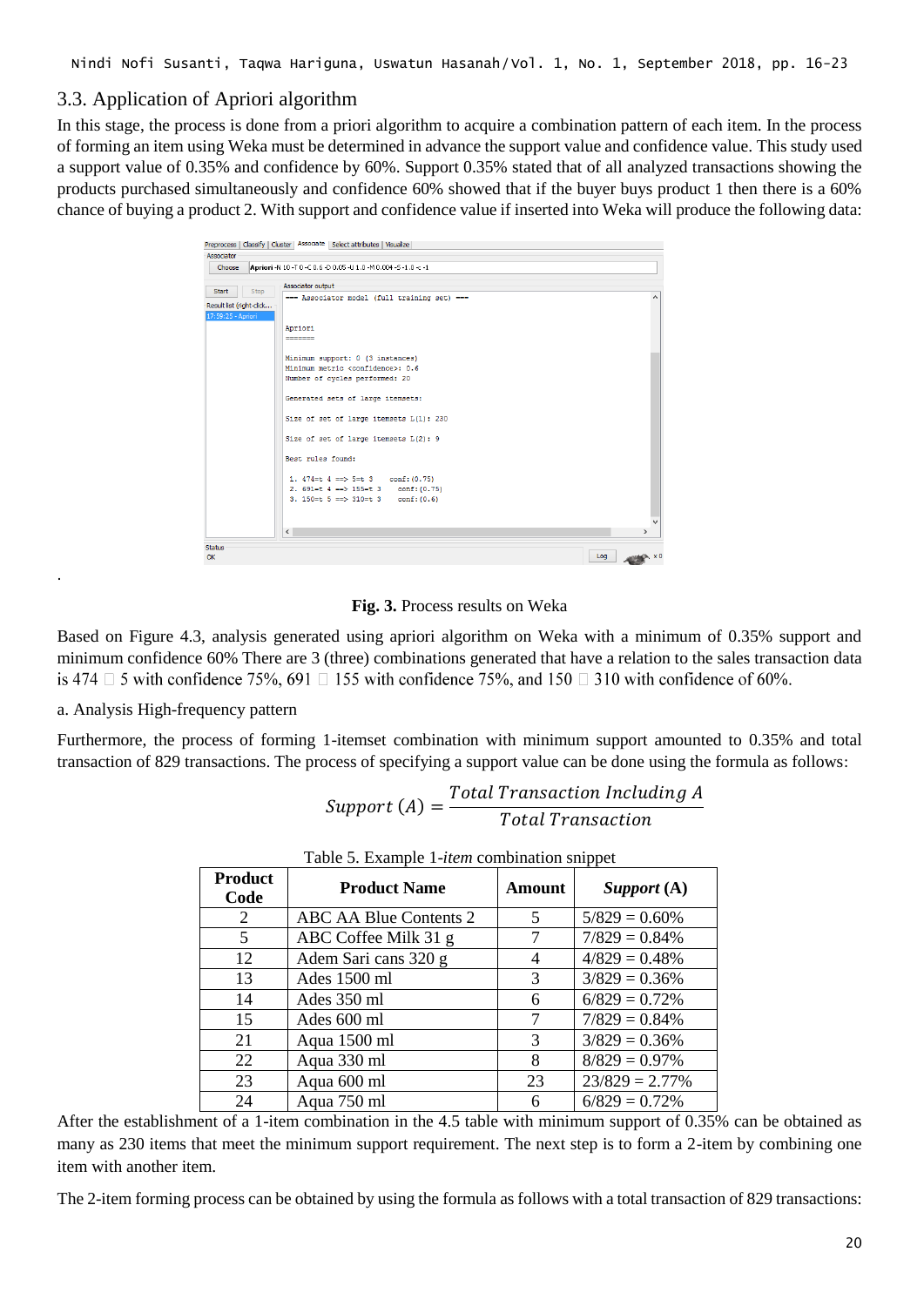### 3.3. Application of Apriori algorithm

In this stage, the process is done from a priori algorithm to acquire a combination pattern of each item. In the process of forming an item using Weka must be determined in advance the support value and confidence value. This study used a support value of 0.35% and confidence by 60%. Support 0.35% stated that of all analyzed transactions showing the products purchased simultaneously and confidence 60% showed that if the buyer buys product 1 then there is a 60% chance of buying a product 2. With support and confidence value if inserted into Weka will produce the following data:

.

**Fig. 3.** Process results on Weka

Based on Figure 4.3, analysis generated using apriori algorithm on Weka with a minimum of 0.35% support and minimum confidence 60% There are 3 (three) combinations generated that have a relation to the sales transaction data is 474 → 5 with confidence 75%, 691 → 155 with confidence 75%, and 150 → 310 with confidence of 60%.

a. Analysis High-frequency pattern

Furthermore, the process of forming 1-itemset combination with minimum support amounted to 0.35% and total transaction of 829 transactions. The process of specifying a support value can be done using the formula as follows:

$$Support\ (A) = \frac{Total\ Transaction\ Including\ A}{Total\ Transaction}$$

Table 5. Example 1-*item* combination snippet

| Product Code | Product Name | Amount | *Support* (A) |
|---|---|---|---|
| 2 | ABC AA Blue Contents 2 | 5 | 5/829 = 0.60% |
| 5 | ABC Coffee Milk 31 g | 7 | 7/829 = 0.84% |
| 12 | Adem Sari cans 320 g | 4 | 4/829 = 0.48% |
| 13 | Ades 1500 ml | 3 | 3/829 = 0.36% |
| 14 | Ades 350 ml | 6 | 6/829 = 0.72% |
| 15 | Ades 600 ml | 7 | 7/829 = 0.84% |
| 21 | Aqua 1500 ml | 3 | 3/829 = 0.36% |
| 22 | Aqua 330 ml | 8 | 8/829 = 0.97% |
| 23 | Aqua 600 ml | 23 | 23/829 = 2.77% |
| 24 | Aqua 750 ml | 6 | 6/829 = 0.72% |

After the establishment of a 1-item combination in the 4.5 table with minimum support of 0.35% can be obtained as many as 230 items that meet the minimum support requirement. The next step is to form a 2-item by combining one item with another item.

The 2-item forming process can be obtained by using the formula as follows with a total transaction of 829 transactions: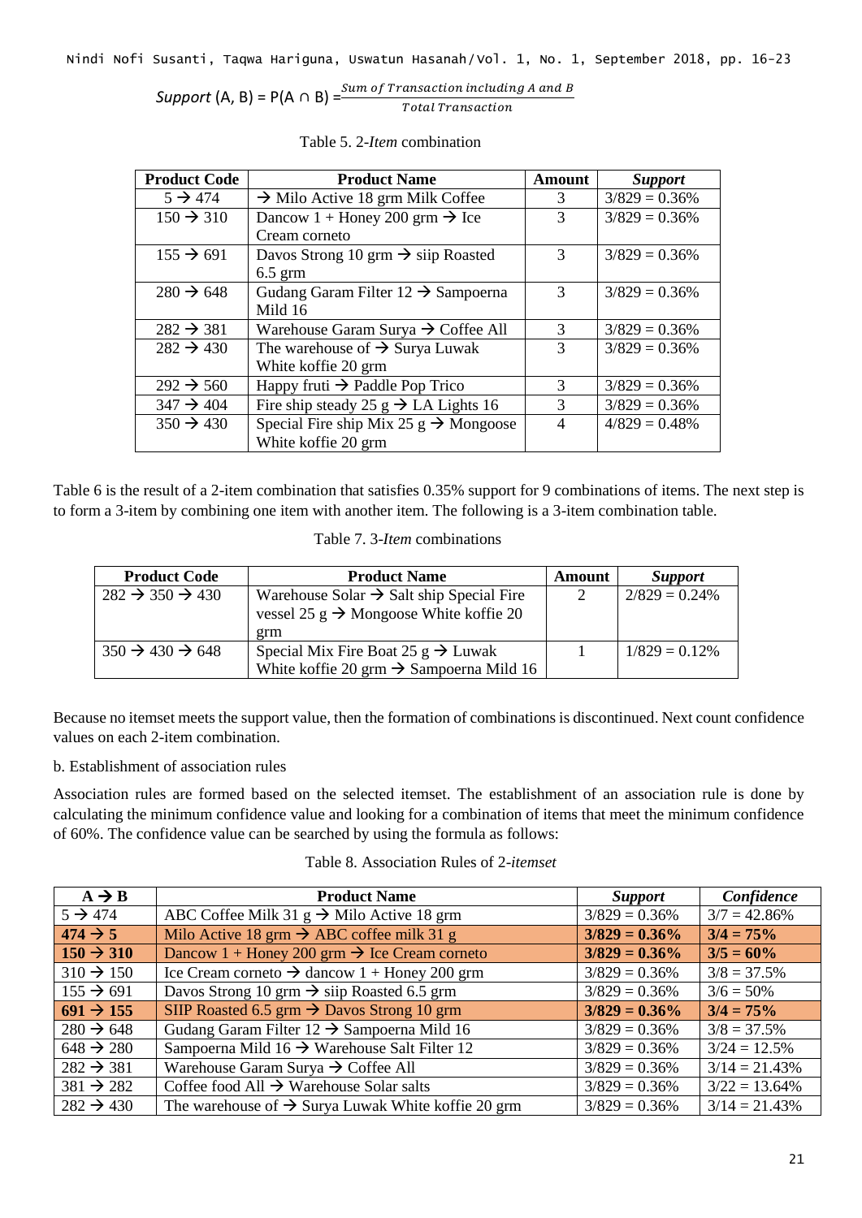$$Support\ (A, B) = P(A \cap B) = \frac{Sum\ of\ Transaction\ including\ A\ and\ B}{Total\ Transaction}$$

Table 5. 2-*Item* combination

| Product Code | Product Name | Amount | *Support* |
|---|---|---|---|
| 5 → 474 | → Milo Active 18 grm Milk Coffee | 3 | 3/829 = 0.36% |
| 150 → 310 | Dancow 1 + Honey 200 grm → Ice Cream corneto | 3 | 3/829 = 0.36% |
| 155 → 691 | Davos Strong 10 grm → siip Roasted 6.5 grm | 3 | 3/829 = 0.36% |
| 280 → 648 | Gudang Garam Filter 12 → Sampoerna Mild 16 | 3 | 3/829 = 0.36% |
| 282 → 381 | Warehouse Garam Surya → Coffee All | 3 | 3/829 = 0.36% |
| 282 → 430 | The warehouse of → Surya Luwak White koffie 20 grm | 3 | 3/829 = 0.36% |
| 292 → 560 | Happy fruti → Paddle Pop Trico | 3 | 3/829 = 0.36% |
| 347 → 404 | Fire ship steady 25 g → LA Lights 16 | 3 | 3/829 = 0.36% |
| 350 → 430 | Special Fire ship Mix 25 g → Mongoose White koffie 20 grm | 4 | 4/829 = 0.48% |

Table 6 is the result of a 2-item combination that satisfies 0.35% support for 9 combinations of items. The next step is to form a 3-item by combining one item with another item. The following is a 3-item combination table.

Table 7. 3-*Item* combinations

| Product Code | Product Name | Amount | *Support* |
|---|---|---|---|
| 282 → 350 → 430 | Warehouse Solar → Salt ship Special Fire vessel 25 g → Mongoose White koffie 20 grm | 2 | 2/829 = 0.24% |
| 350 → 430 → 648 | Special Mix Fire Boat 25 g → Luwak White koffie 20 grm → Sampoerna Mild 16 | 1 | 1/829 = 0.12% |

Because no itemset meets the support value, then the formation of combinations is discontinued. Next count confidence values on each 2-item combination.

b. Establishment of association rules

Association rules are formed based on the selected itemset. The establishment of an association rule is done by calculating the minimum confidence value and looking for a combination of items that meet the minimum confidence of 60%. The confidence value can be searched by using the formula as follows:

Table 8. Association Rules of 2-*itemset*

| A → B | Product Name | *Support* | *Confidence* |
|---|---|---|---|
| 5 → 474 | ABC Coffee Milk 31 g → Milo Active 18 grm | 3/829 = 0.36% | 3/7 = 42.86% |
| **474 → 5** | Milo Active 18 grm → ABC coffee milk 31 g | **3/829 = 0.36%** | **3/4 = 75%** |
| **150 → 310** | Dancow 1 + Honey 200 grm → Ice Cream corneto | **3/829 = 0.36%** | **3/5 = 60%** |
| 310 → 150 | Ice Cream corneto → dancow 1 + Honey 200 grm | 3/829 = 0.36% | 3/8 = 37.5% |
| 155 → 691 | Davos Strong 10 grm → siip Roasted 6.5 grm | 3/829 = 0.36% | 3/6 = 50% |
| **691 → 155** | SIIP Roasted 6.5 grm → Davos Strong 10 grm | **3/829 = 0.36%** | **3/4 = 75%** |
| 280 → 648 | Gudang Garam Filter 12 → Sampoerna Mild 16 | 3/829 = 0.36% | 3/8 = 37.5% |
| 648 → 280 | Sampoerna Mild 16 → Warehouse Salt Filter 12 | 3/829 = 0.36% | 3/24 = 12.5% |
| 282 → 381 | Warehouse Garam Surya → Coffee All | 3/829 = 0.36% | 3/14 = 21.43% |
| 381 → 282 | Coffee food All → Warehouse Solar salts | 3/829 = 0.36% | 3/22 = 13.64% |
| 282 → 430 | The warehouse of → Surya Luwak White koffie 20 grm | 3/829 = 0.36% | 3/14 = 21.43% |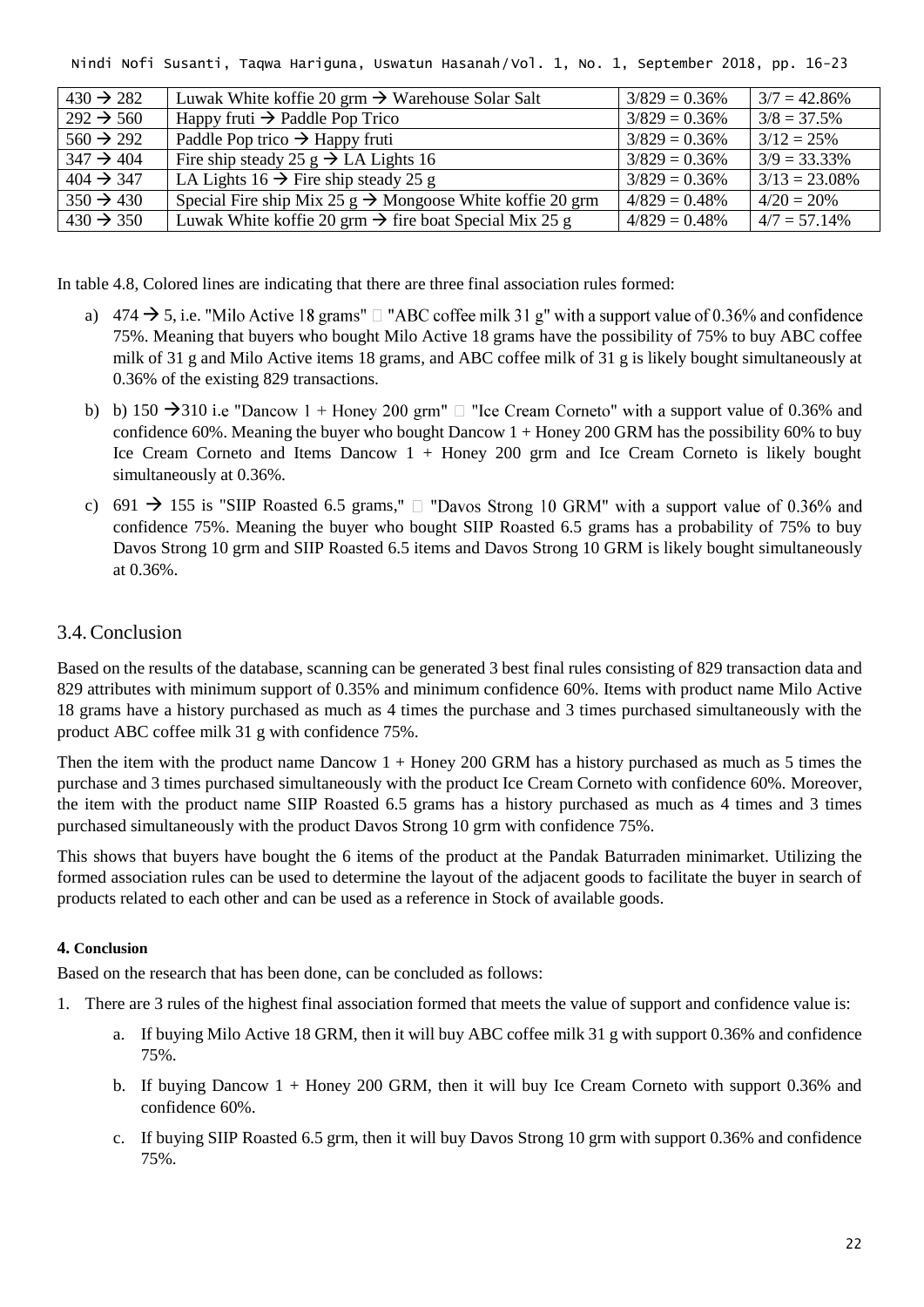| 430 → 282 | Luwak White koffie 20 grm → Warehouse Solar Salt | 3/829 = 0.36% | 3/7 = 42.86% |
|---|---|---|---|
| 292 → 560 | Happy fruti → Paddle Pop Trico | 3/829 = 0.36% | 3/8 = 37.5% |
| 560 → 292 | Paddle Pop trico → Happy fruti | 3/829 = 0.36% | 3/12 = 25% |
| 347 → 404 | Fire ship steady 25 g → LA Lights 16 | 3/829 = 0.36% | 3/9 = 33.33% |
| 404 → 347 | LA Lights 16 → Fire ship steady 25 g | 3/829 = 0.36% | 3/13 = 23.08% |
| 350 → 430 | Special Fire ship Mix 25 g → Mongoose White koffie 20 grm | 4/829 = 0.48% | 4/20 = 20% |
| 430 → 350 | Luwak White koffie 20 grm → fire boat Special Mix 25 g | 4/829 = 0.48% | 4/7 = 57.14% |

In table 4.8, Colored lines are indicating that there are three final association rules formed:

a) 474 → 5, i.e. "Milo Active 18 grams"  "ABC coffee milk 31 g" with a support value of 0.36% and confidence 75%. Meaning that buyers who bought Milo Active 18 grams have the possibility of 75% to buy ABC coffee milk of 31 g and Milo Active items 18 grams, and ABC coffee milk of 31 g is likely bought simultaneously at 0.36% of the existing 829 transactions.

b) b) 150 →310 i.e "Dancow 1 + Honey 200 grm"  "Ice Cream Corneto" with a support value of 0.36% and confidence 60%. Meaning the buyer who bought Dancow 1 + Honey 200 GRM has the possibility 60% to buy Ice Cream Corneto and Items Dancow 1 + Honey 200 grm and Ice Cream Corneto is likely bought simultaneously at 0.36%.

c) 691 → 155 is "SIIP Roasted 6.5 grams,"  "Davos Strong 10 GRM" with a support value of 0.36% and confidence 75%. Meaning the buyer who bought SIIP Roasted 6.5 grams has a probability of 75% to buy Davos Strong 10 grm and SIIP Roasted 6.5 items and Davos Strong 10 GRM is likely bought simultaneously at 0.36%.

## 3.4. Conclusion

Based on the results of the database, scanning can be generated 3 best final rules consisting of 829 transaction data and 829 attributes with minimum support of 0.35% and minimum confidence 60%. Items with product name Milo Active 18 grams have a history purchased as much as 4 times the purchase and 3 times purchased simultaneously with the product ABC coffee milk 31 g with confidence 75%.

Then the item with the product name Dancow 1 + Honey 200 GRM has a history purchased as much as 5 times the purchase and 3 times purchased simultaneously with the product Ice Cream Corneto with confidence 60%. Moreover, the item with the product name SIIP Roasted 6.5 grams has a history purchased as much as 4 times and 3 times purchased simultaneously with the product Davos Strong 10 grm with confidence 75%.

This shows that buyers have bought the 6 items of the product at the Pandak Baturraden minimarket. Utilizing the formed association rules can be used to determine the layout of the adjacent goods to facilitate the buyer in search of products related to each other and can be used as a reference in Stock of available goods.

## 4. Conclusion

Based on the research that has been done, can be concluded as follows:

1. There are 3 rules of the highest final association formed that meets the value of support and confidence value is:
   a. If buying Milo Active 18 GRM, then it will buy ABC coffee milk 31 g with support 0.36% and confidence 75%.
   b. If buying Dancow 1 + Honey 200 GRM, then it will buy Ice Cream Corneto with support 0.36% and confidence 60%.
   c. If buying SIIP Roasted 6.5 grm, then it will buy Davos Strong 10 grm with support 0.36% and confidence 75%.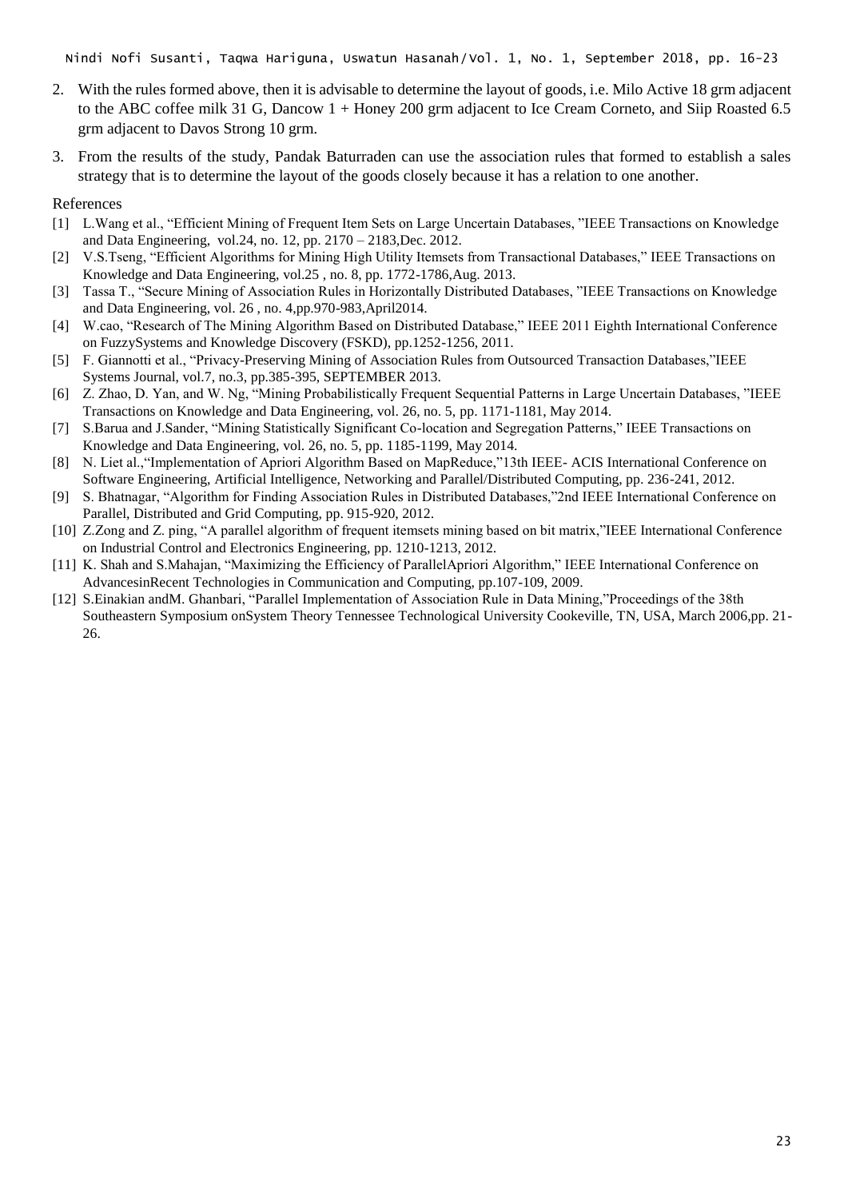2. With the rules formed above, then it is advisable to determine the layout of goods, i.e. Milo Active 18 grm adjacent to the ABC coffee milk 31 G, Dancow 1 + Honey 200 grm adjacent to Ice Cream Corneto, and Siip Roasted 6.5 grm adjacent to Davos Strong 10 grm.
3. From the results of the study, Pandak Baturraden can use the association rules that formed to establish a sales strategy that is to determine the layout of the goods closely because it has a relation to one another.

## References

[1] L.Wang et al., "Efficient Mining of Frequent Item Sets on Large Uncertain Databases, "IEEE Transactions on Knowledge and Data Engineering, vol.24, no. 12, pp. 2170 – 2183,Dec. 2012.

[2] V.S.Tseng, "Efficient Algorithms for Mining High Utility Itemsets from Transactional Databases," IEEE Transactions on Knowledge and Data Engineering, vol.25 , no. 8, pp. 1772-1786,Aug. 2013.

[3] Tassa T., "Secure Mining of Association Rules in Horizontally Distributed Databases, "IEEE Transactions on Knowledge and Data Engineering, vol. 26 , no. 4,pp.970-983,April2014.

[4] W.cao, "Research of The Mining Algorithm Based on Distributed Database," IEEE 2011 Eighth International Conference on FuzzySystems and Knowledge Discovery (FSKD), pp.1252-1256, 2011.

[5] F. Giannotti et al., "Privacy-Preserving Mining of Association Rules from Outsourced Transaction Databases,"IEEE Systems Journal, vol.7, no.3, pp.385-395, SEPTEMBER 2013.

[6] Z. Zhao, D. Yan, and W. Ng, "Mining Probabilistically Frequent Sequential Patterns in Large Uncertain Databases, "IEEE Transactions on Knowledge and Data Engineering, vol. 26, no. 5, pp. 1171-1181, May 2014.

[7] S.Barua and J.Sander, "Mining Statistically Significant Co-location and Segregation Patterns," IEEE Transactions on Knowledge and Data Engineering, vol. 26, no. 5, pp. 1185-1199, May 2014.

[8] N. Liet al.,"Implementation of Apriori Algorithm Based on MapReduce,"13th IEEE- ACIS International Conference on Software Engineering, Artificial Intelligence, Networking and Parallel/Distributed Computing, pp. 236-241, 2012.

[9] S. Bhatnagar, "Algorithm for Finding Association Rules in Distributed Databases,"2nd IEEE International Conference on Parallel, Distributed and Grid Computing, pp. 915-920, 2012.

[10] Z.Zong and Z. ping, "A parallel algorithm of frequent itemsets mining based on bit matrix,"IEEE International Conference on Industrial Control and Electronics Engineering, pp. 1210-1213, 2012.

[11] K. Shah and S.Mahajan, "Maximizing the Efficiency of ParallelApriori Algorithm," IEEE International Conference on AdvancesinRecent Technologies in Communication and Computing, pp.107-109, 2009.

[12] S.Einakian andM. Ghanbari, "Parallel Implementation of Association Rule in Data Mining,"Proceedings of the 38th Southeastern Symposium onSystem Theory Tennessee Technological University Cookeville, TN, USA, March 2006,pp. 21-26.